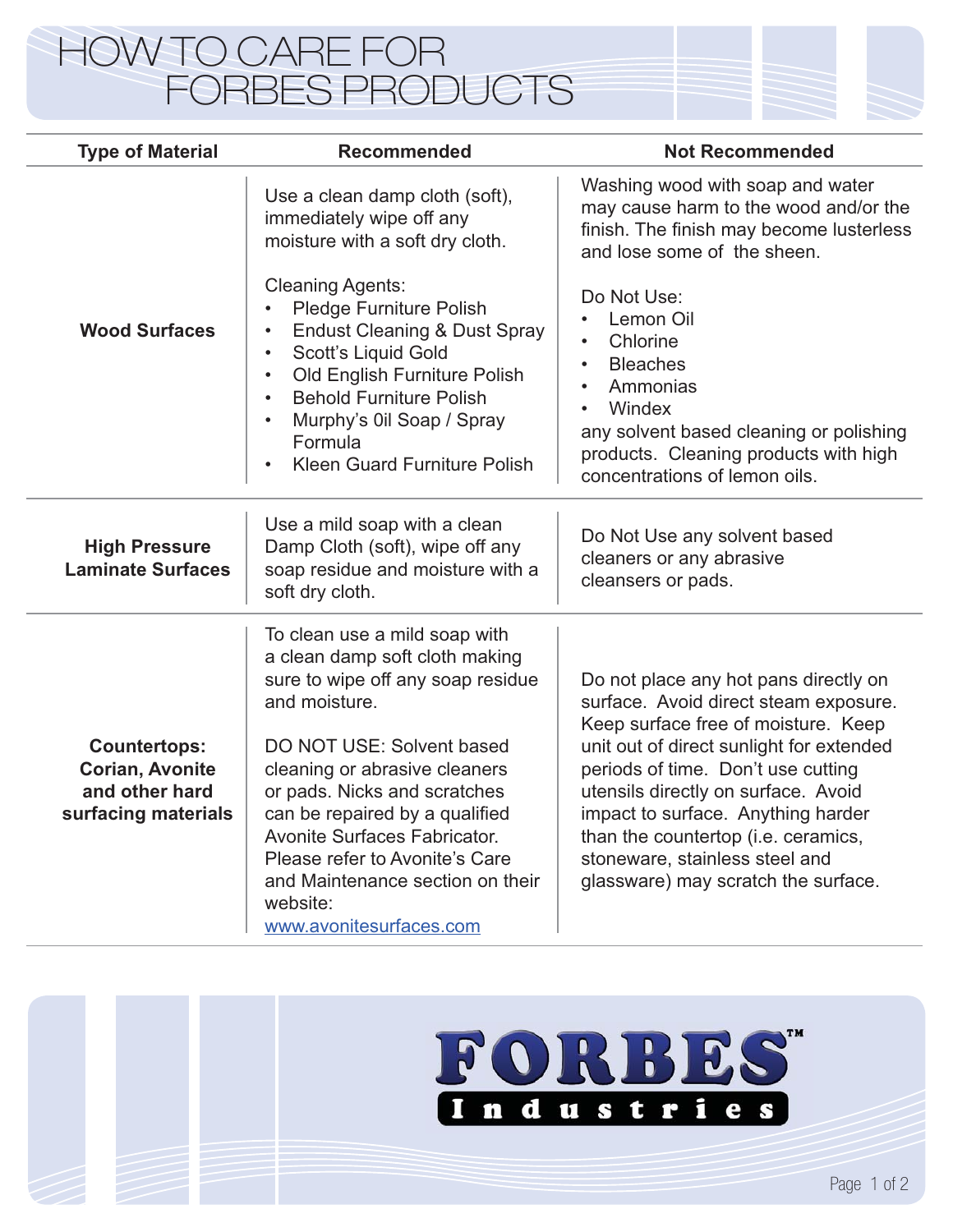# HOW TO CARE FOR FORBES PRODUCTS

| Type of Material | Recommended | Not Recommended |
|---|---|---|
| **Wood Surfaces** | Use a clean damp cloth (soft), immediately wipe off any moisture with a soft dry cloth.<br><br>Cleaning Agents:<br>• Pledge Furniture Polish<br>• Endust Cleaning & Dust Spray<br>• Scott's Liquid Gold<br>• Old English Furniture Polish<br>• Behold Furniture Polish<br>• Murphy's 0il Soap / Spray Formula<br>• Kleen Guard Furniture Polish | Washing wood with soap and water may cause harm to the wood and/or the finish. The finish may become lusterless and lose some of the sheen.<br><br>Do Not Use:<br>• Lemon Oil<br>• Chlorine<br>• Bleaches<br>• Ammonias<br>• Windex<br>any solvent based cleaning or polishing products. Cleaning products with high concentrations of lemon oils. |
| **High Pressure Laminate Surfaces** | Use a mild soap with a clean Damp Cloth (soft), wipe off any soap residue and moisture with a soft dry cloth. | Do Not Use any solvent based cleaners or any abrasive cleansers or pads. |
| **Countertops: Corian, Avonite and other hard surfacing materials** | To clean use a mild soap with a clean damp soft cloth making sure to wipe off any soap residue and moisture.<br><br>DO NOT USE: Solvent based cleaning or abrasive cleaners or pads. Nicks and scratches can be repaired by a qualified Avonite Surfaces Fabricator. Please refer to Avonite's Care and Maintenance section on their website:<br>www.avonitesurfaces.com | Do not place any hot pans directly on surface. Avoid direct steam exposure. Keep surface free of moisture. Keep unit out of direct sunlight for extended periods of time. Don't use cutting utensils directly on surface. Avoid impact to surface. Anything harder than the countertop (i.e. ceramics, stoneware, stainless steel and glassware) may scratch the surface. |

FORBES™ Industries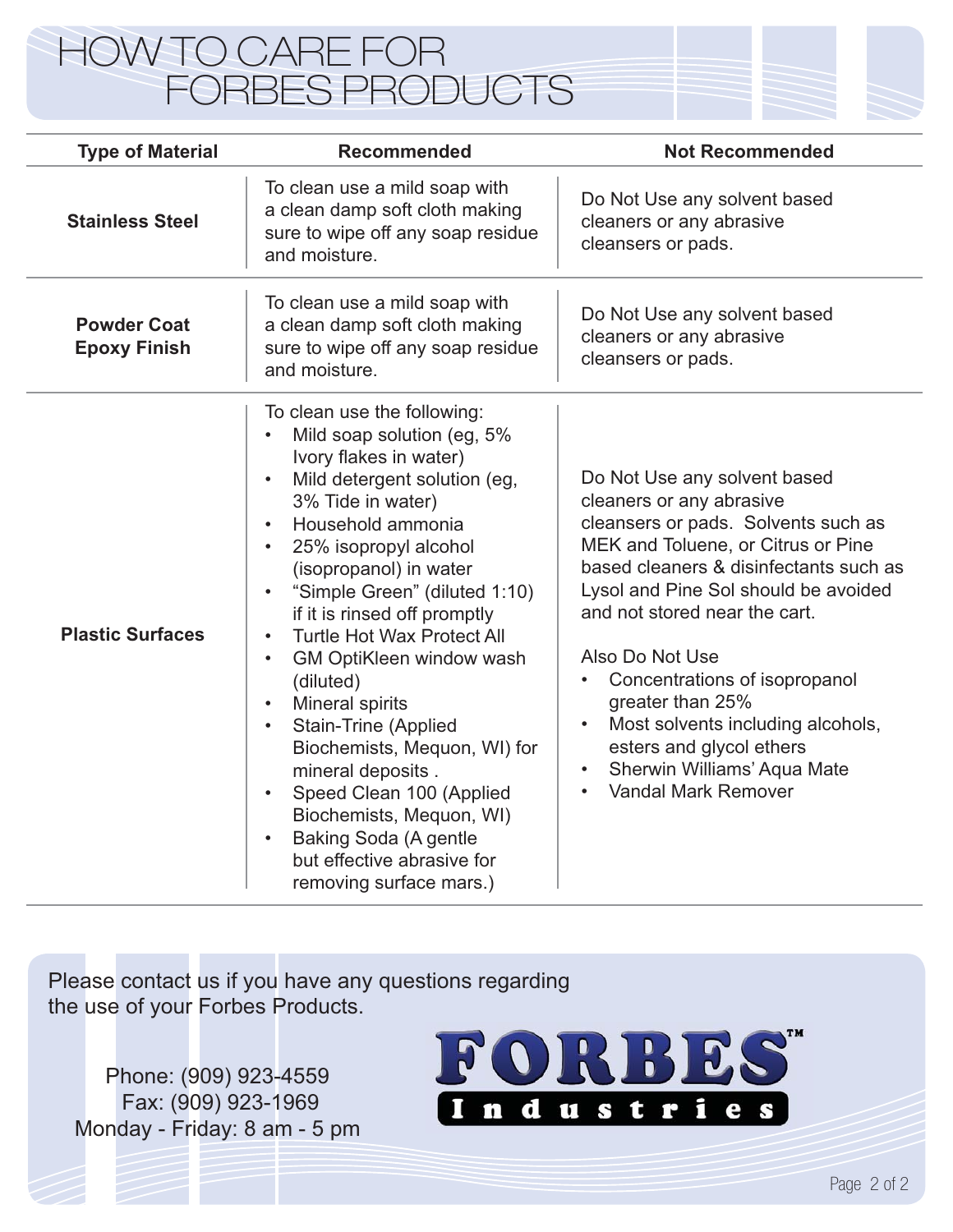# HOW TO CARE FOR FORBES PRODUCTS

| Type of Material | Recommended | Not Recommended |
| --- | --- | --- |
| **Stainless Steel** | To clean use a mild soap with a clean damp soft cloth making sure to wipe off any soap residue and moisture. | Do Not Use any solvent based cleaners or any abrasive cleansers or pads. |
| **Powder Coat Epoxy Finish** | To clean use a mild soap with a clean damp soft cloth making sure to wipe off any soap residue and moisture. | Do Not Use any solvent based cleaners or any abrasive cleansers or pads. |
| **Plastic Surfaces** | To clean use the following:<br>• Mild soap solution (eg, 5% Ivory flakes in water)<br>• Mild detergent solution (eg, 3% Tide in water)<br>• Household ammonia<br>• 25% isopropyl alcohol (isopropanol) in water<br>• "Simple Green" (diluted 1:10) if it is rinsed off promptly<br>• Turtle Hot Wax Protect All<br>• GM OptiKleen window wash (diluted)<br>• Mineral spirits<br>• Stain-Trine (Applied Biochemists, Mequon, WI) for mineral deposits .<br>• Speed Clean 100 (Applied Biochemists, Mequon, WI)<br>• Baking Soda (A gentle but effective abrasive for removing surface mars.) | Do Not Use any solvent based cleaners or any abrasive cleansers or pads. Solvents such as MEK and Toluene, or Citrus or Pine based cleaners & disinfectants such as Lysol and Pine Sol should be avoided and not stored near the cart.<br><br>Also Do Not Use<br>• Concentrations of isopropanol greater than 25%<br>• Most solvents including alcohols, esters and glycol ethers<br>• Sherwin Williams' Aqua Mate<br>• Vandal Mark Remover |

Please contact us if you have any questions regarding the use of your Forbes Products.

Phone: (909) 923-4559
Fax: (909) 923-1969
Monday - Friday: 8 am - 5 pm

FORBES™ Industries